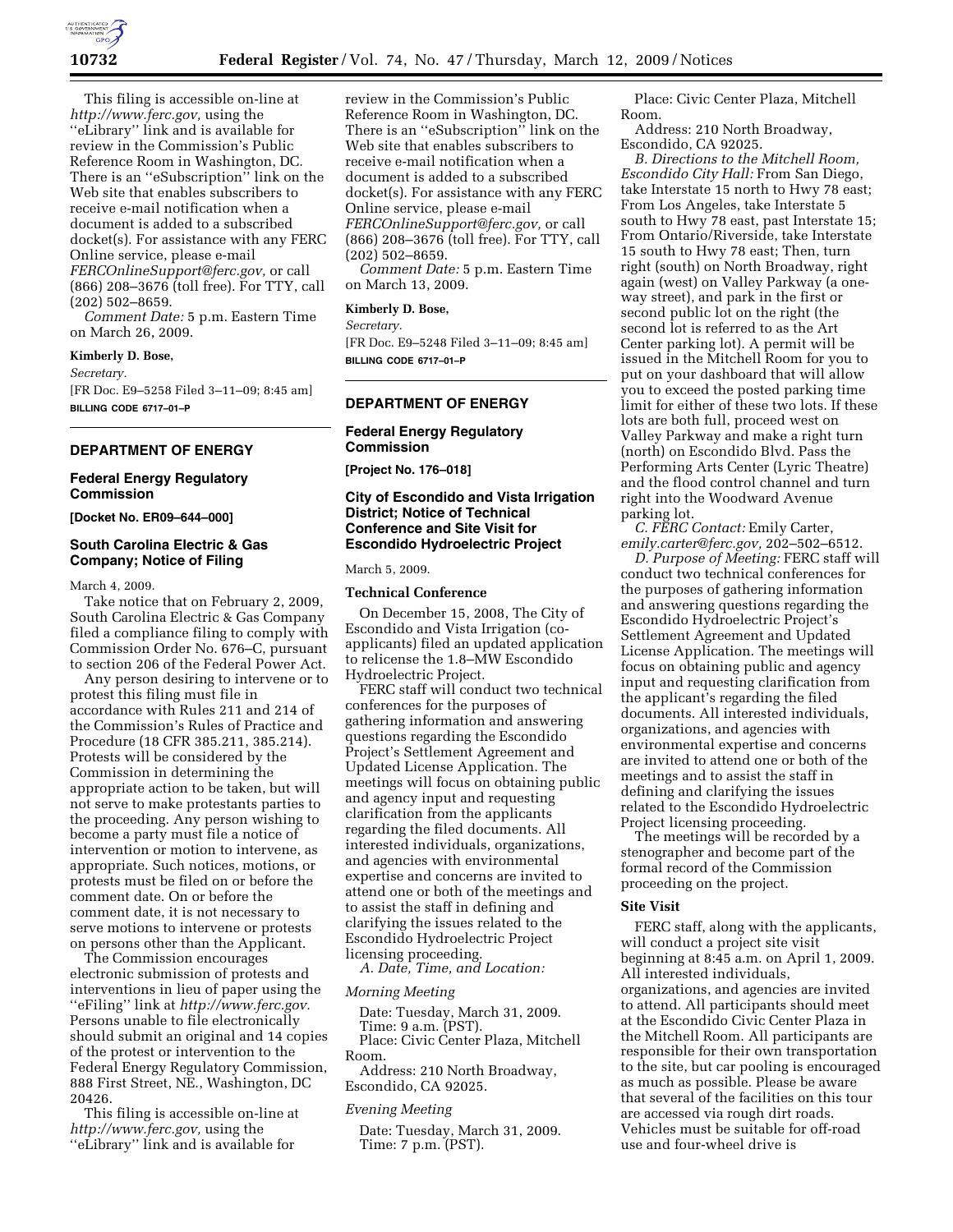This filing is accessible on-line at *http://www.ferc.gov,* using the ''eLibrary'' link and is available for review in the Commission's Public Reference Room in Washington, DC. There is an ''eSubscription'' link on the Web site that enables subscribers to receive e-mail notification when a document is added to a subscribed docket(s). For assistance with any FERC Online service, please e-mail *FERCOnlineSupport@ferc.gov,* or call (866) 208–3676 (toll free). For TTY, call (202) 502–8659.

*Comment Date:* 5 p.m. Eastern Time on March 26, 2009.

**Kimberly D. Bose,**

*Secretary.*

[FR Doc. E9–5258 Filed 3–11–09; 8:45 am]

**BILLING CODE 6717–01–P**

## DEPARTMENT OF ENERGY

### Federal Energy Regulatory Commission

**[Docket No. ER09–644–000]**

### South Carolina Electric & Gas Company; Notice of Filing

March 4, 2009.

Take notice that on February 2, 2009, South Carolina Electric & Gas Company filed a compliance filing to comply with Commission Order No. 676–C, pursuant to section 206 of the Federal Power Act.

Any person desiring to intervene or to protest this filing must file in accordance with Rules 211 and 214 of the Commission's Rules of Practice and Procedure (18 CFR 385.211, 385.214). Protests will be considered by the Commission in determining the appropriate action to be taken, but will not serve to make protestants parties to the proceeding. Any person wishing to become a party must file a notice of intervention or motion to intervene, as appropriate. Such notices, motions, or protests must be filed on or before the comment date. On or before the comment date, it is not necessary to serve motions to intervene or protests on persons other than the Applicant.

The Commission encourages electronic submission of protests and interventions in lieu of paper using the ''eFiling'' link at *http://www.ferc.gov.* Persons unable to file electronically should submit an original and 14 copies of the protest or intervention to the Federal Energy Regulatory Commission, 888 First Street, NE., Washington, DC 20426.

This filing is accessible on-line at *http://www.ferc.gov,* using the ''eLibrary'' link and is available for review in the Commission's Public Reference Room in Washington, DC. There is an ''eSubscription'' link on the Web site that enables subscribers to receive e-mail notification when a document is added to a subscribed docket(s). For assistance with any FERC Online service, please e-mail *FERCOnlineSupport@ferc.gov,* or call (866) 208–3676 (toll free). For TTY, call (202) 502–8659.

*Comment Date:* 5 p.m. Eastern Time on March 13, 2009.

**Kimberly D. Bose,**

*Secretary.*

[FR Doc. E9–5248 Filed 3–11–09; 8:45 am]

**BILLING CODE 6717–01–P**

## DEPARTMENT OF ENERGY

### Federal Energy Regulatory Commission

**[Project No. 176–018]**

### City of Escondido and Vista Irrigation District; Notice of Technical Conference and Site Visit for Escondido Hydroelectric Project

March 5, 2009.

#### Technical Conference

On December 15, 2008, The City of Escondido and Vista Irrigation (co-applicants) filed an updated application to relicense the 1.8–MW Escondido Hydroelectric Project.

FERC staff will conduct two technical conferences for the purposes of gathering information and answering questions regarding the Escondido Project's Settlement Agreement and Updated License Application. The meetings will focus on obtaining public and agency input and requesting clarification from the applicants regarding the filed documents. All interested individuals, organizations, and agencies with environmental expertise and concerns are invited to attend one or both of the meetings and to assist the staff in defining and clarifying the issues related to the Escondido Hydroelectric Project licensing proceeding.

*A. Date, Time, and Location:*

*Morning Meeting*

Date: Tuesday, March 31, 2009.
Time: 9 a.m. (PST).
Place: Civic Center Plaza, Mitchell Room.
Address: 210 North Broadway, Escondido, CA 92025.

*Evening Meeting*

Date: Tuesday, March 31, 2009.
Time: 7 p.m. (PST).
Place: Civic Center Plaza, Mitchell Room.
Address: 210 North Broadway, Escondido, CA 92025.

*B. Directions to the Mitchell Room, Escondido City Hall:* From San Diego, take Interstate 15 north to Hwy 78 east; From Los Angeles, take Interstate 5 south to Hwy 78 east, past Interstate 15; From Ontario/Riverside, take Interstate 15 south to Hwy 78 east; Then, turn right (south) on North Broadway, right again (west) on Valley Parkway (a one-way street), and park in the first or second public lot on the right (the second lot is referred to as the Art Center parking lot). A permit will be issued in the Mitchell Room for you to put on your dashboard that will allow you to exceed the posted parking time limit for either of these two lots. If these lots are both full, proceed west on Valley Parkway and make a right turn (north) on Escondido Blvd. Pass the Performing Arts Center (Lyric Theatre) and the flood control channel and turn right into the Woodward Avenue parking lot.

*C. FERC Contact:* Emily Carter, *emily.carter@ferc.gov,* 202–502–6512.

*D. Purpose of Meeting:* FERC staff will conduct two technical conferences for the purposes of gathering information and answering questions regarding the Escondido Hydroelectric Project's Settlement Agreement and Updated License Application. The meetings will focus on obtaining public and agency input and requesting clarification from the applicant's regarding the filed documents. All interested individuals, organizations, and agencies with environmental expertise and concerns are invited to attend one or both of the meetings and to assist the staff in defining and clarifying the issues related to the Escondido Hydroelectric Project licensing proceeding.

The meetings will be recorded by a stenographer and become part of the formal record of the Commission proceeding on the project.

#### Site Visit

FERC staff, along with the applicants, will conduct a project site visit beginning at 8:45 a.m. on April 1, 2009. All interested individuals, organizations, and agencies are invited to attend. All participants should meet at the Escondido Civic Center Plaza in the Mitchell Room. All participants are responsible for their own transportation to the site, but car pooling is encouraged as much as possible. Please be aware that several of the facilities on this tour are accessed via rough dirt roads. Vehicles must be suitable for off-road use and four-wheel drive is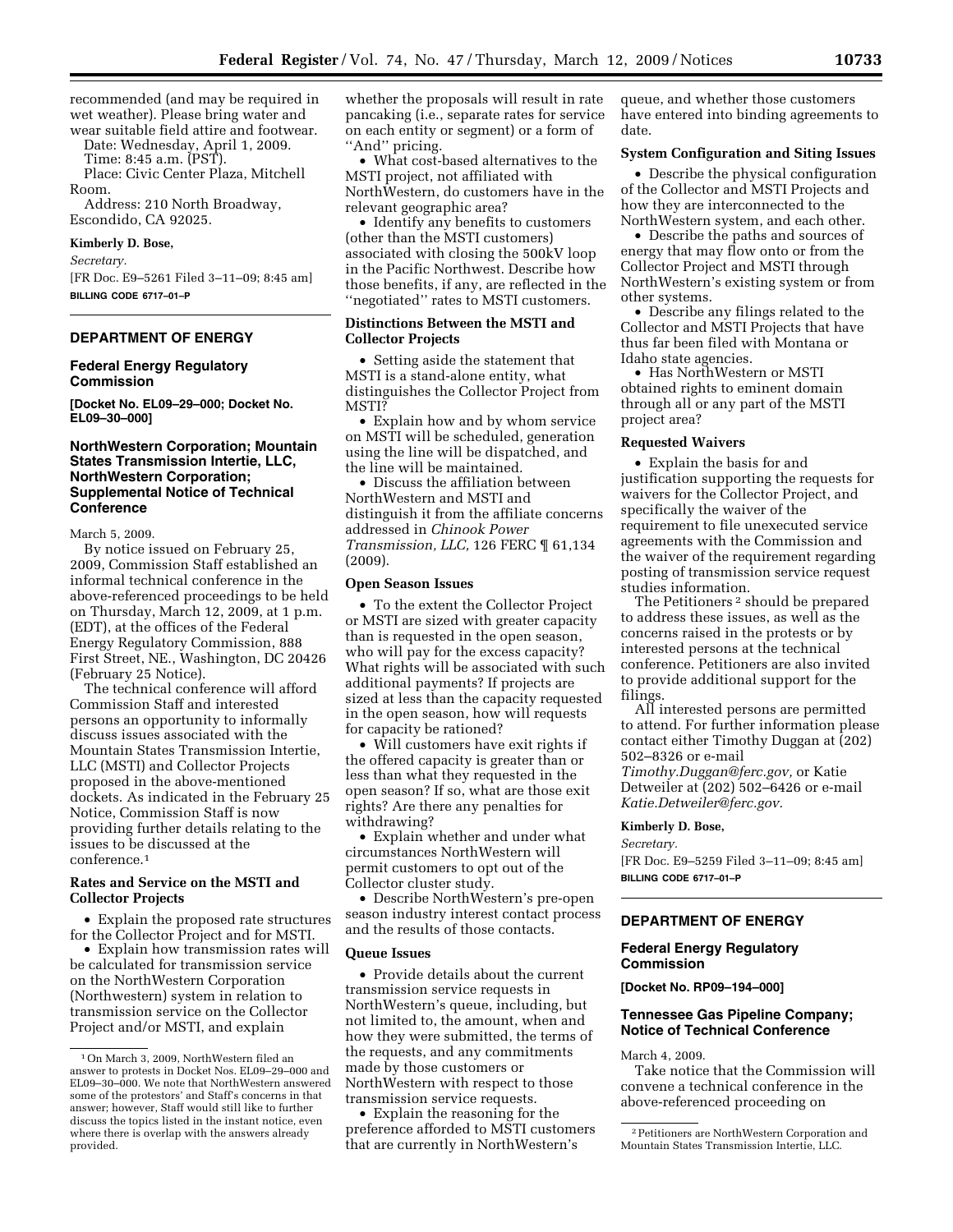recommended (and may be required in wet weather). Please bring water and wear suitable field attire and footwear.

Date: Wednesday, April 1, 2009.

Time: 8:45 a.m. (PST).

Place: Civic Center Plaza, Mitchell Room.

Address: 210 North Broadway, Escondido, CA 92025.

**Kimberly D. Bose,**

*Secretary.*

[FR Doc. E9–5261 Filed 3–11–09; 8:45 am]

**BILLING CODE 6717–01–P**

## DEPARTMENT OF ENERGY

### Federal Energy Regulatory Commission

**[Docket No. EL09–29–000; Docket No. EL09–30–000]**

### NorthWestern Corporation; Mountain States Transmission Intertie, LLC, NorthWestern Corporation; Supplemental Notice of Technical Conference

March 5, 2009.

By notice issued on February 25, 2009, Commission Staff established an informal technical conference in the above-referenced proceedings to be held on Thursday, March 12, 2009, at 1 p.m. (EDT), at the offices of the Federal Energy Regulatory Commission, 888 First Street, NE., Washington, DC 20426 (February 25 Notice).

The technical conference will afford Commission Staff and interested persons an opportunity to informally discuss issues associated with the Mountain States Transmission Intertie, LLC (MSTI) and Collector Projects proposed in the above-mentioned dockets. As indicated in the February 25 Notice, Commission Staff is now providing further details relating to the issues to be discussed at the conference.[1]

#### Rates and Service on the MSTI and Collector Projects

- Explain the proposed rate structures for the Collector Project and for MSTI.
- Explain how transmission rates will be calculated for transmission service on the NorthWestern Corporation (Northwestern) system in relation to transmission service on the Collector Project and/or MSTI, and explain whether the proposals will result in rate pancaking (i.e., separate rates for service on each entity or segment) or a form of ''And'' pricing.
- What cost-based alternatives to the MSTI project, not affiliated with NorthWestern, do customers have in the relevant geographic area?
- Identify any benefits to customers (other than the MSTI customers) associated with closing the 500kV loop in the Pacific Northwest. Describe how those benefits, if any, are reflected in the ''negotiated'' rates to MSTI customers.

#### Distinctions Between the MSTI and Collector Projects

- Setting aside the statement that MSTI is a stand-alone entity, what distinguishes the Collector Project from MSTI?
- Explain how and by whom service on MSTI will be scheduled, generation using the line will be dispatched, and the line will be maintained.
- Discuss the affiliation between NorthWestern and MSTI and distinguish it from the affiliate concerns addressed in *Chinook Power Transmission, LLC,* 126 FERC ¶ 61,134 (2009).

#### Open Season Issues

- To the extent the Collector Project or MSTI are sized with greater capacity than is requested in the open season, who will pay for the excess capacity? What rights will be associated with such additional payments? If projects are sized at less than the capacity requested in the open season, how will requests for capacity be rationed?
- Will customers have exit rights if the offered capacity is greater than or less than what they requested in the open season? If so, what are those exit rights? Are there any penalties for withdrawing?
- Explain whether and under what circumstances NorthWestern will permit customers to opt out of the Collector cluster study.
- Describe NorthWestern's pre-open season industry interest contact process and the results of those contacts.

#### Queue Issues

- Provide details about the current transmission service requests in NorthWestern's queue, including, but not limited to, the amount, when and how they were submitted, the terms of the requests, and any commitments made by those customers or NorthWestern with respect to those transmission service requests.
- Explain the reasoning for the preference afforded to MSTI customers that are currently in NorthWestern's queue, and whether those customers have entered into binding agreements to date.

#### System Configuration and Siting Issues

- Describe the physical configuration of the Collector and MSTI Projects and how they are interconnected to the NorthWestern system, and each other.
- Describe the paths and sources of energy that may flow onto or from the Collector Project and MSTI through NorthWestern's existing system or from other systems.
- Describe any filings related to the Collector and MSTI Projects that have thus far been filed with Montana or Idaho state agencies.
- Has NorthWestern or MSTI obtained rights to eminent domain through all or any part of the MSTI project area?

#### Requested Waivers

- Explain the basis for and justification supporting the requests for waivers for the Collector Project, and specifically the waiver of the requirement to file unexecuted service agreements with the Commission and the waiver of the requirement regarding posting of transmission service request studies information.

The Petitioners[2] should be prepared to address these issues, as well as the concerns raised in the protests or by interested persons at the technical conference. Petitioners are also invited to provide additional support for the filings.

All interested persons are permitted to attend. For further information please contact either Timothy Duggan at (202) 502–8326 or e-mail *Timothy.Duggan@ferc.gov,* or Katie Detweiler at (202) 502–6426 or e-mail *Katie.Detweiler@ferc.gov.*

**Kimberly D. Bose,**

*Secretary.*

[FR Doc. E9–5259 Filed 3–11–09; 8:45 am]

**BILLING CODE 6717–01–P**

[1] On March 3, 2009, NorthWestern filed an answer to protests in Docket Nos. EL09–29–000 and EL09–30–000. We note that NorthWestern answered some of the protestors' and Staff's concerns in that answer; however, Staff would still like to further discuss the topics listed in the instant notice, even where there is overlap with the answers already provided.

[2] Petitioners are NorthWestern Corporation and Mountain States Transmission Intertie, LLC.

## DEPARTMENT OF ENERGY

### Federal Energy Regulatory Commission

**[Docket No. RP09–194–000]**

### Tennessee Gas Pipeline Company; Notice of Technical Conference

March 4, 2009.

Take notice that the Commission will convene a technical conference in the above-referenced proceeding on